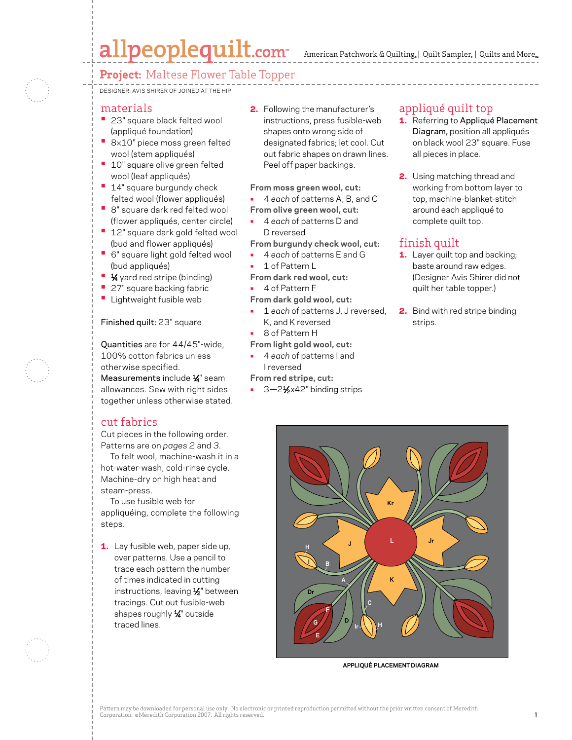# Project: Maltese Flower Table Topper

DESIGNER: AVIS SHIRER OF JOINED AT THE HIP

## materials

- 23" square black felted wool (appliqué foundation)
- 8×10" piece moss green felted wool (stem appliqués)
- 10" square olive green felted wool (leaf appliqués)
- 14" square burgundy check felted wool (flower appliqués)
- 8" square dark red felted wool (flower appliqués, center circle)
- 12" square dark gold felted wool (bud and flower appliqués)
- 6" square light gold felted wool (bud appliqués)
- ¼ yard red stripe (binding)
- 27" square backing fabric
- Lightweight fusible web

**Finished quilt:** 23" square

**Quantities** are for 44/45"-wide, 100% cotton fabrics unless otherwise specified.

**Measurements** include ¼" seam allowances. Sew with right sides together unless otherwise stated.

## cut fabrics

Cut pieces in the following order. Patterns are on *pages* 2 and 3.

To felt wool, machine-wash it in a hot-water-wash, cold-rinse cycle. Machine-dry on high heat and steam-press.

To use fusible web for appliquéing, complete the following steps.

1. Lay fusible web, paper side up, over patterns. Use a pencil to trace each pattern the number of times indicated in cutting instructions, leaving ½" between tracings. Cut out fusible-web shapes roughly ¼" outside traced lines.
2. Following the manufacturer's instructions, press fusible-web shapes onto wrong side of designated fabrics; let cool. Cut out fabric shapes on drawn lines. Peel off paper backings.

**From moss green wool, cut:**

- 4 *each* of patterns A, B, and C

**From olive green wool, cut:**

- 4 *each* of patterns D and D reversed

**From burgundy check wool, cut:**

- 4 *each* of patterns E and G
- 1 of Pattern L

**From dark red wool, cut:**

- 4 of Pattern F

**From dark gold wool, cut:**

- 1 *each* of patterns J, J reversed, K, and K reversed
- 8 of Pattern H

**From light gold wool, cut:**

- 4 *each* of patterns I and I reversed

**From red stripe, cut:**

- 3—2½x42" binding strips

## appliqué quilt top

1. Referring to **Appliqué Placement Diagram**, position all appliqués on black wool 23" square. Fuse all pieces in place.
2. Using matching thread and working from bottom layer to top, machine-blanket-stitch around each appliqué to complete quilt top.

## finish quilt

1. Layer quilt top and backing; baste around raw edges. (Designer Avis Shirer did not quilt her table topper.)
2. Bind with red stripe binding strips.

APPLIQUÉ PLACEMENT DIAGRAM

Pattern may be downloaded for personal use only. No electronic or printed reproduction permitted without the prior written consent of Meredith Corporation. ©Meredith Corporation 2007. All rights reserved.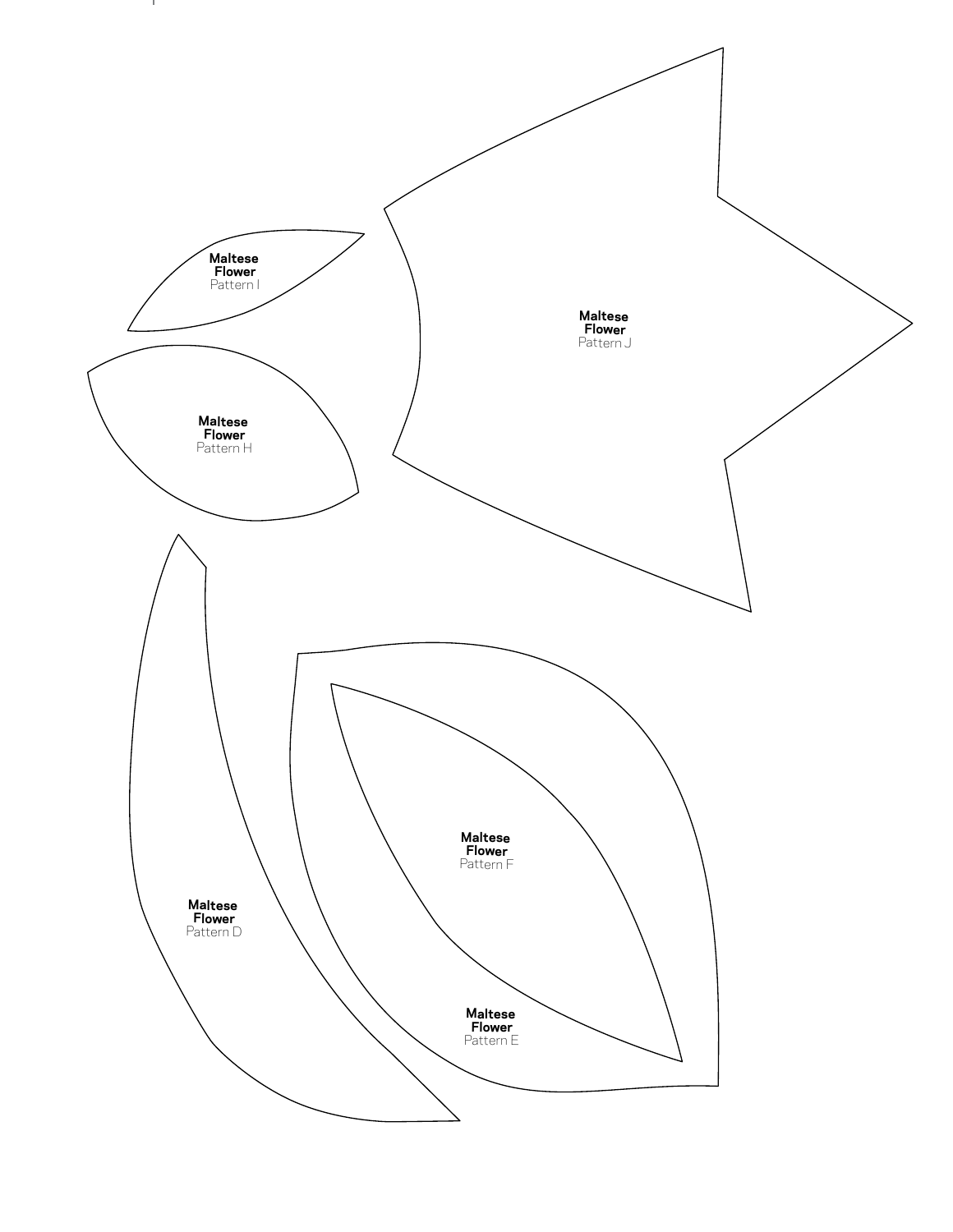**Maltese Flower**
Pattern I

**Maltese Flower**
Pattern J

**Maltese Flower**
Pattern H

**Maltese Flower**
Pattern F

**Maltese Flower**
Pattern D

**Maltese Flower**
Pattern E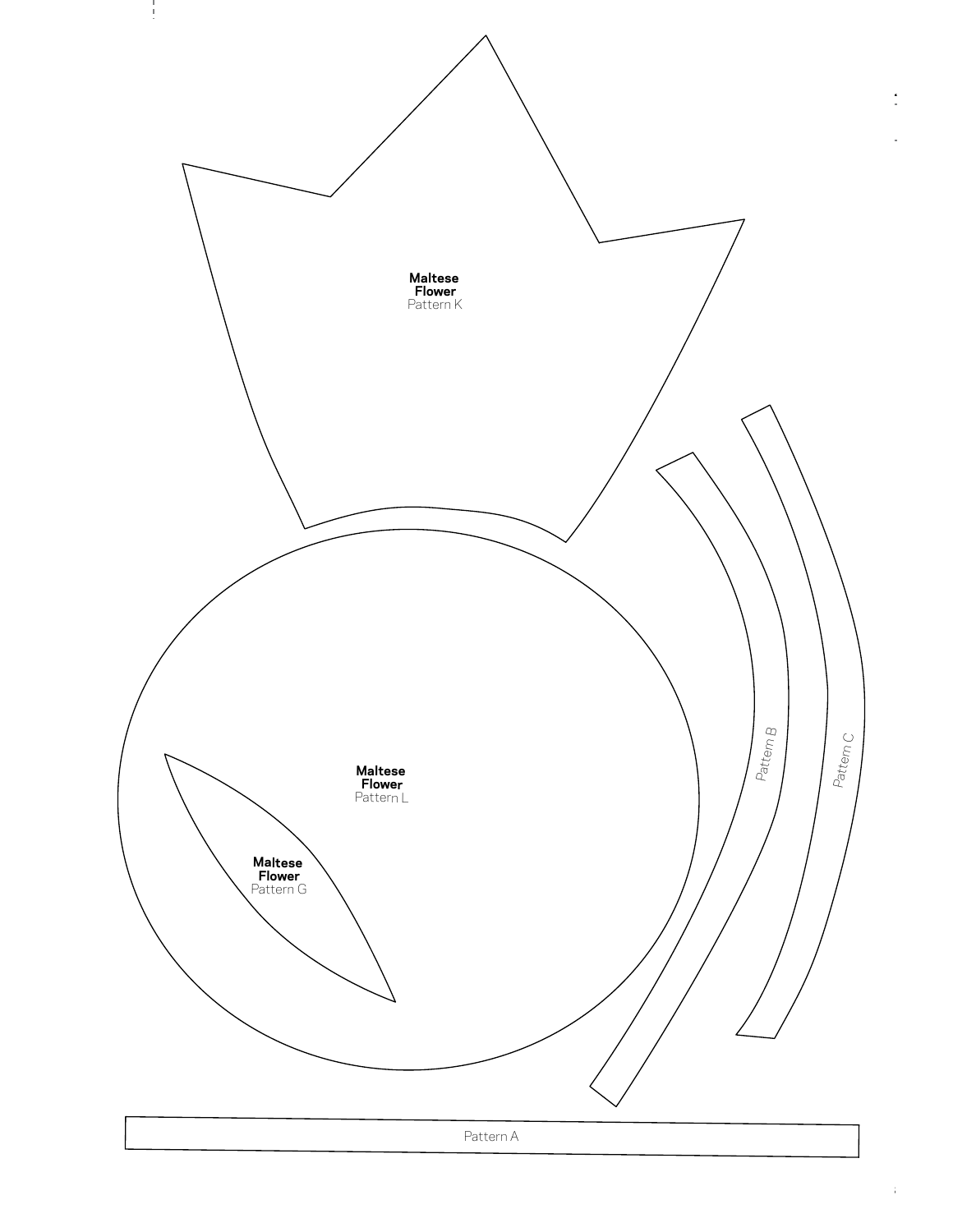**Maltese Flower**
Pattern K

**Maltese Flower**
Pattern L

**Maltese Flower**
Pattern G

Pattern B

Pattern C

Pattern A